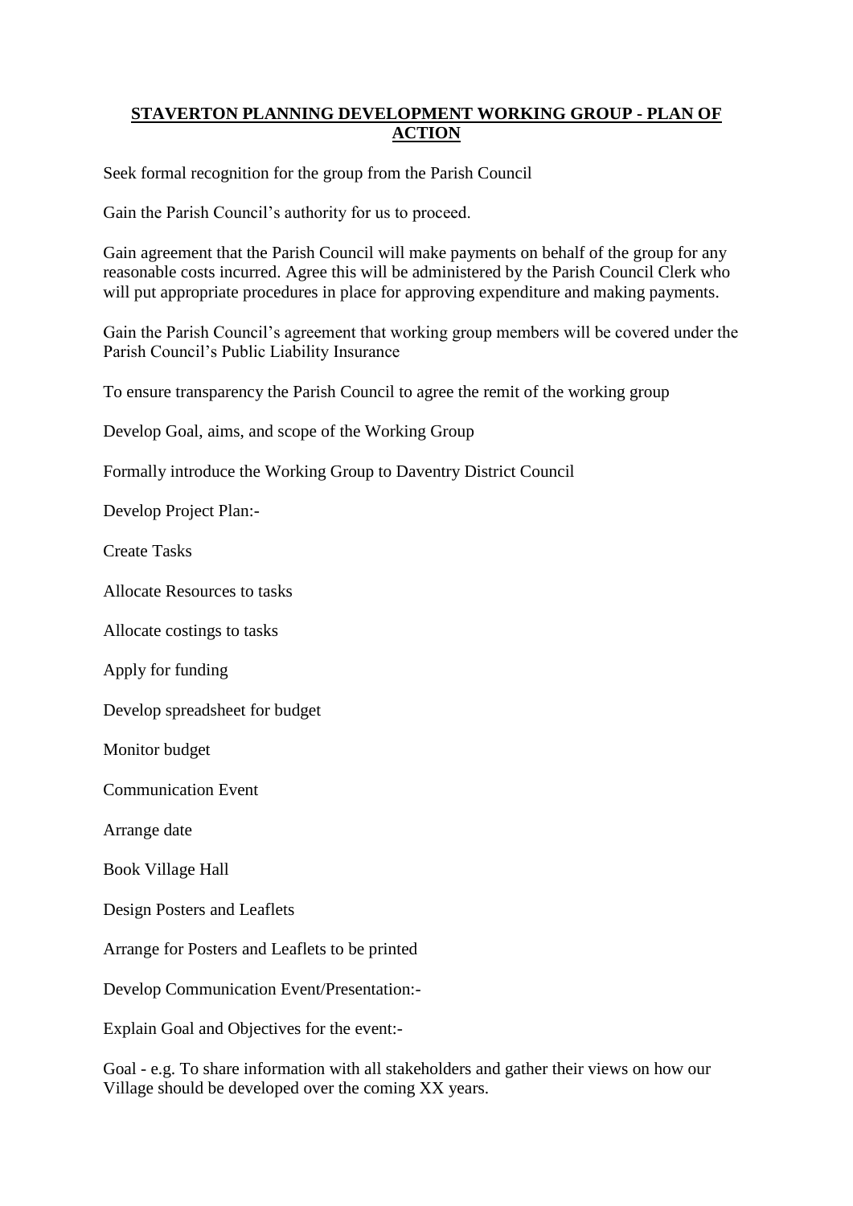# **STAVERTON PLANNING DEVELOPMENT WORKING GROUP - PLAN OF ACTION**

Seek formal recognition for the group from the Parish Council

Gain the Parish Council's authority for us to proceed.

Gain agreement that the Parish Council will make payments on behalf of the group for any reasonable costs incurred. Agree this will be administered by the Parish Council Clerk who will put appropriate procedures in place for approving expenditure and making payments.

Gain the Parish Council's agreement that working group members will be covered under the Parish Council's Public Liability Insurance

To ensure transparency the Parish Council to agree the remit of the working group

Develop Goal, aims, and scope of the Working Group

Formally introduce the Working Group to Daventry District Council

Develop Project Plan:-

Create Tasks

Allocate Resources to tasks

Allocate costings to tasks

Apply for funding

Develop spreadsheet for budget

Monitor budget

Communication Event

Arrange date

Book Village Hall

Design Posters and Leaflets

Arrange for Posters and Leaflets to be printed

Develop Communication Event/Presentation:-

Explain Goal and Objectives for the event:-

Goal - e.g. To share information with all stakeholders and gather their views on how our Village should be developed over the coming XX years.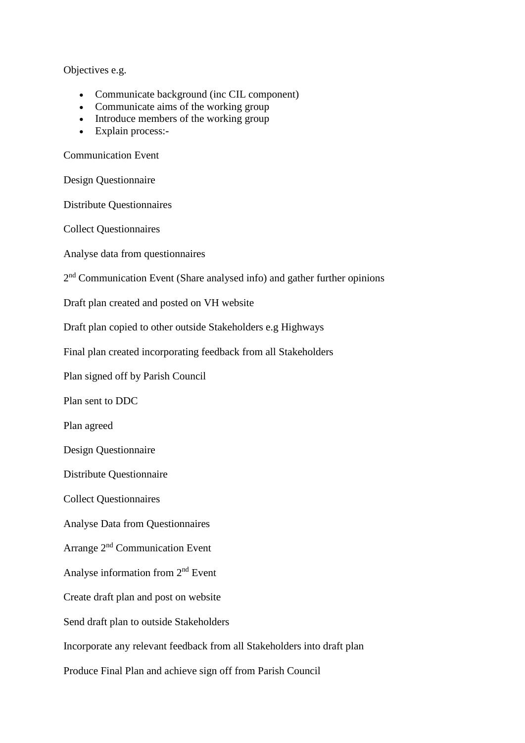Objectives e.g.

- Communicate background (inc CIL component)
- Communicate aims of the working group
- Introduce members of the working group
- Explain process:-

Communication Event

Design Questionnaire

Distribute Questionnaires

Collect Questionnaires

Analyse data from questionnaires

2nd Communication Event (Share analysed info) and gather further opinions

Draft plan created and posted on VH website

Draft plan copied to other outside Stakeholders e.g Highways

Final plan created incorporating feedback from all Stakeholders

Plan signed off by Parish Council

Plan sent to DDC

Plan agreed

Design Questionnaire

Distribute Questionnaire

Collect Questionnaires

Analyse Data from Questionnaires

Arrange 2nd Communication Event

Analyse information from 2nd Event

Create draft plan and post on website

Send draft plan to outside Stakeholders

Incorporate any relevant feedback from all Stakeholders into draft plan

Produce Final Plan and achieve sign off from Parish Council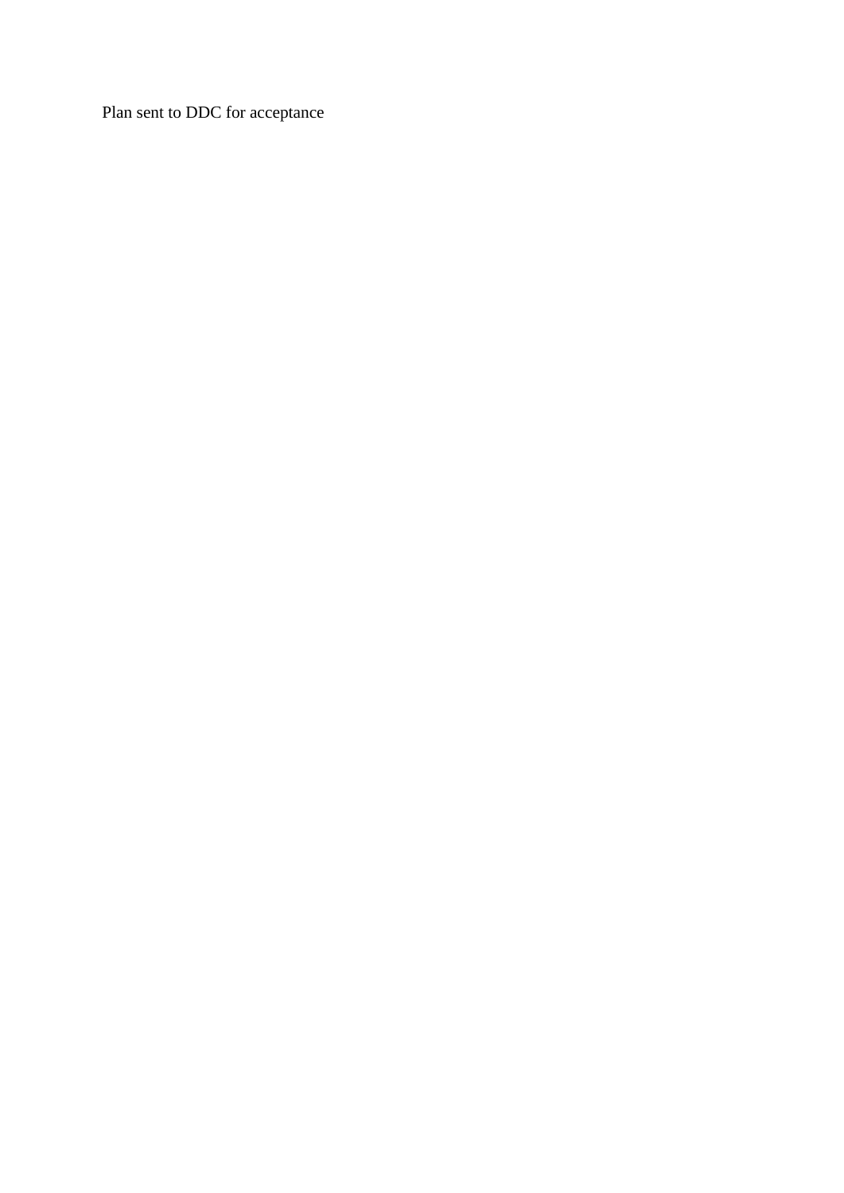Plan sent to DDC for acceptance